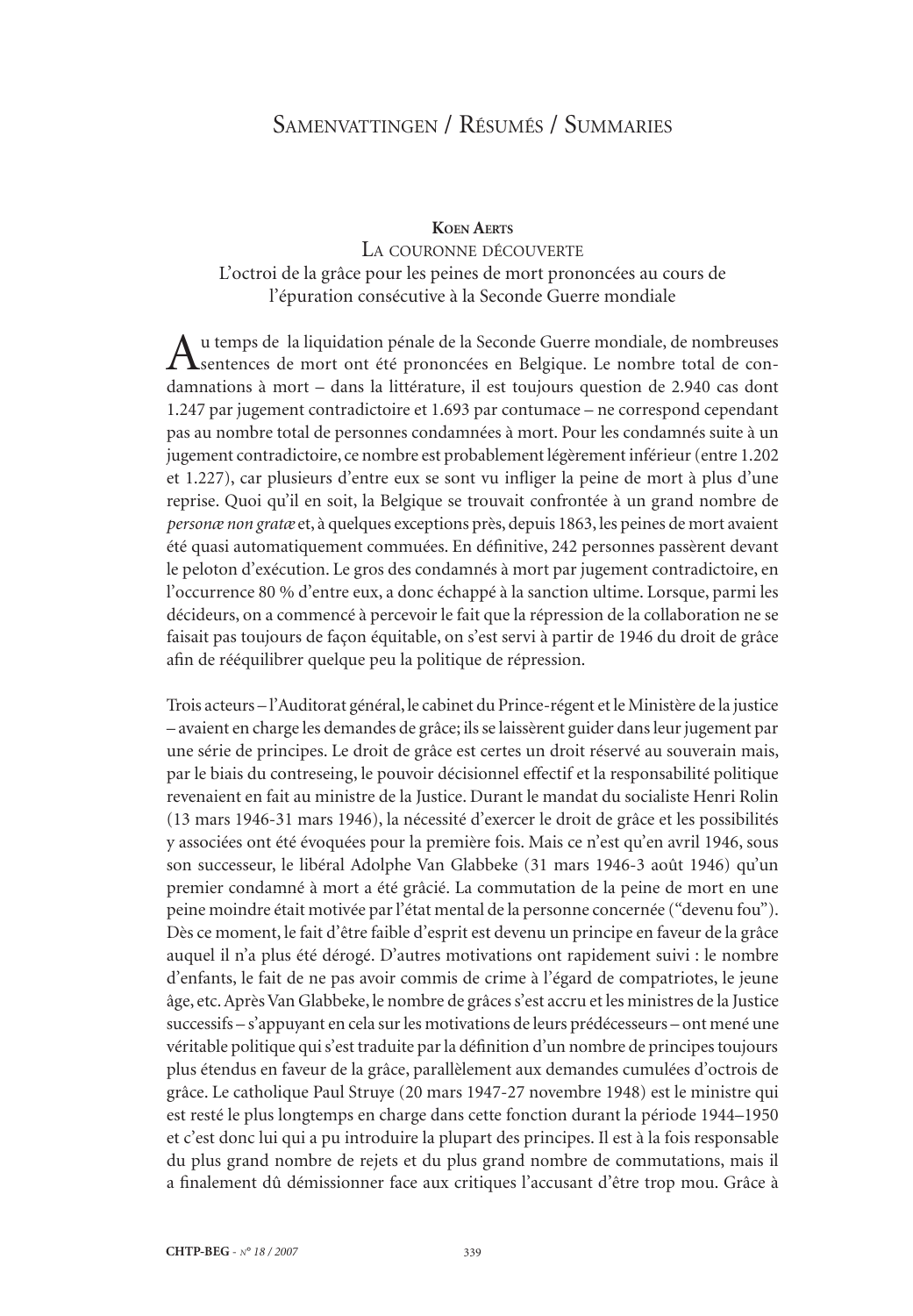# Samenvattingen / Résumés / Summaries

## Koen Aerts

### La couronne découverte
### L'octroi de la grâce pour les peines de mort prononcées au cours de l'épuration consécutive à la Seconde Guerre mondiale

Au temps de la liquidation pénale de la Seconde Guerre mondiale, de nombreuses sentences de mort ont été prononcées en Belgique. Le nombre total de condamnations à mort – dans la littérature, il est toujours question de 2.940 cas dont 1.247 par jugement contradictoire et 1.693 par contumace – ne correspond cependant pas au nombre total de personnes condamnées à mort. Pour les condamnés suite à un jugement contradictoire, ce nombre est probablement légèrement inférieur (entre 1.202 et 1.227), car plusieurs d'entre eux se sont vu infliger la peine de mort à plus d'une reprise. Quoi qu'il en soit, la Belgique se trouvait confrontée à un grand nombre de *personæ non gratæ* et, à quelques exceptions près, depuis 1863, les peines de mort avaient été quasi automatiquement commuées. En définitive, 242 personnes passèrent devant le peloton d'exécution. Le gros des condamnés à mort par jugement contradictoire, en l'occurrence 80 % d'entre eux, a donc échappé à la sanction ultime. Lorsque, parmi les décideurs, on a commencé à percevoir le fait que la répression de la collaboration ne se faisait pas toujours de façon équitable, on s'est servi à partir de 1946 du droit de grâce afin de rééquilibrer quelque peu la politique de répression.

Trois acteurs – l'Auditorat général, le cabinet du Prince-régent et le Ministère de la justice – avaient en charge les demandes de grâce; ils se laissèrent guider dans leur jugement par une série de principes. Le droit de grâce est certes un droit réservé au souverain mais, par le biais du contreseing, le pouvoir décisionnel effectif et la responsabilité politique revenaient en fait au ministre de la Justice. Durant le mandat du socialiste Henri Rolin (13 mars 1946-31 mars 1946), la nécessité d'exercer le droit de grâce et les possibilités y associées ont été évoquées pour la première fois. Mais ce n'est qu'en avril 1946, sous son successeur, le libéral Adolphe Van Glabbeke (31 mars 1946-3 août 1946) qu'un premier condamné à mort a été grâcié. La commutation de la peine de mort en une peine moindre était motivée par l'état mental de la personne concernée ("devenu fou"). Dès ce moment, le fait d'être faible d'esprit est devenu un principe en faveur de la grâce auquel il n'a plus été dérogé. D'autres motivations ont rapidement suivi : le nombre d'enfants, le fait de ne pas avoir commis de crime à l'égard de compatriotes, le jeune âge, etc. Après Van Glabbeke, le nombre de grâces s'est accru et les ministres de la Justice successifs – s'appuyant en cela sur les motivations de leurs prédécesseurs – ont mené une véritable politique qui s'est traduite par la définition d'un nombre de principes toujours plus étendus en faveur de la grâce, parallèlement aux demandes cumulées d'octrois de grâce. Le catholique Paul Struye (20 mars 1947-27 novembre 1948) est le ministre qui est resté le plus longtemps en charge dans cette fonction durant la période 1944–1950 et c'est donc lui qui a pu introduire la plupart des principes. Il est à la fois responsable du plus grand nombre de rejets et du plus grand nombre de commutations, mais il a finalement dû démissionner face aux critiques l'accusant d'être trop mou. Grâce à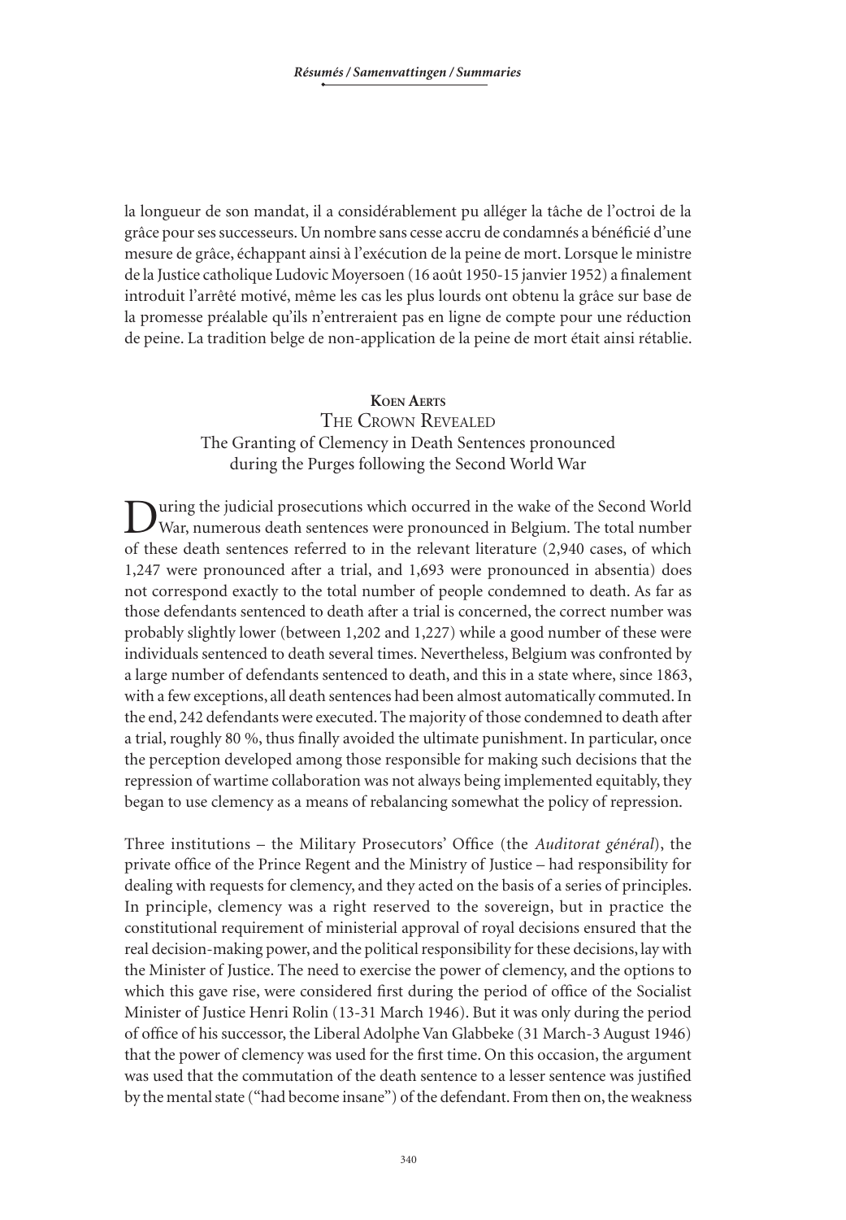la longueur de son mandat, il a considérablement pu alléger la tâche de l'octroi de la grâce pour ses successeurs. Un nombre sans cesse accru de condamnés a bénéficié d'une mesure de grâce, échappant ainsi à l'exécution de la peine de mort. Lorsque le ministre de la Justice catholique Ludovic Moyersoen (16 août 1950-15 janvier 1952) a finalement introduit l'arrêté motivé, même les cas les plus lourds ont obtenu la grâce sur base de la promesse préalable qu'ils n'entreraient pas en ligne de compte pour une réduction de peine. La tradition belge de non-application de la peine de mort était ainsi rétablie.

**Koen Aerts**

## The Crown Revealed

### The Granting of Clemency in Death Sentences pronounced during the Purges following the Second World War

During the judicial prosecutions which occurred in the wake of the Second World War, numerous death sentences were pronounced in Belgium. The total number of these death sentences referred to in the relevant literature (2,940 cases, of which 1,247 were pronounced after a trial, and 1,693 were pronounced in absentia) does not correspond exactly to the total number of people condemned to death. As far as those defendants sentenced to death after a trial is concerned, the correct number was probably slightly lower (between 1,202 and 1,227) while a good number of these were individuals sentenced to death several times. Nevertheless, Belgium was confronted by a large number of defendants sentenced to death, and this in a state where, since 1863, with a few exceptions, all death sentences had been almost automatically commuted. In the end, 242 defendants were executed. The majority of those condemned to death after a trial, roughly 80 %, thus finally avoided the ultimate punishment. In particular, once the perception developed among those responsible for making such decisions that the repression of wartime collaboration was not always being implemented equitably, they began to use clemency as a means of rebalancing somewhat the policy of repression.

Three institutions – the Military Prosecutors' Office (the *Auditorat général*), the private office of the Prince Regent and the Ministry of Justice – had responsibility for dealing with requests for clemency, and they acted on the basis of a series of principles. In principle, clemency was a right reserved to the sovereign, but in practice the constitutional requirement of ministerial approval of royal decisions ensured that the real decision-making power, and the political responsibility for these decisions, lay with the Minister of Justice. The need to exercise the power of clemency, and the options to which this gave rise, were considered first during the period of office of the Socialist Minister of Justice Henri Rolin (13-31 March 1946). But it was only during the period of office of his successor, the Liberal Adolphe Van Glabbeke (31 March-3 August 1946) that the power of clemency was used for the first time. On this occasion, the argument was used that the commutation of the death sentence to a lesser sentence was justified by the mental state ("had become insane") of the defendant. From then on, the weakness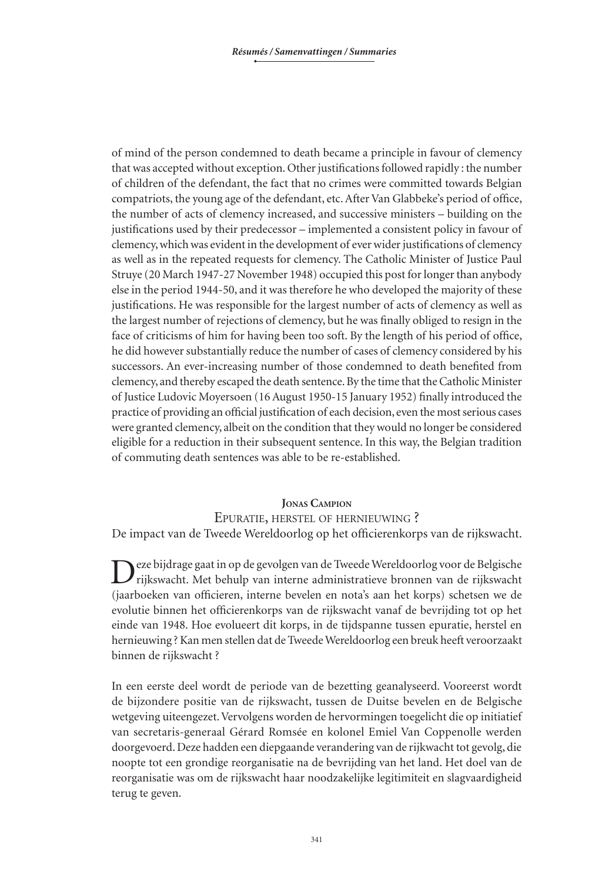of mind of the person condemned to death became a principle in favour of clemency that was accepted without exception. Other justifications followed rapidly : the number of children of the defendant, the fact that no crimes were committed towards Belgian compatriots, the young age of the defendant, etc. After Van Glabbeke's period of office, the number of acts of clemency increased, and successive ministers – building on the justifications used by their predecessor – implemented a consistent policy in favour of clemency, which was evident in the development of ever wider justifications of clemency as well as in the repeated requests for clemency. The Catholic Minister of Justice Paul Struye (20 March 1947-27 November 1948) occupied this post for longer than anybody else in the period 1944-50, and it was therefore he who developed the majority of these justifications. He was responsible for the largest number of acts of clemency as well as the largest number of rejections of clemency, but he was finally obliged to resign in the face of criticisms of him for having been too soft. By the length of his period of office, he did however substantially reduce the number of cases of clemency considered by his successors. An ever-increasing number of those condemned to death benefited from clemency, and thereby escaped the death sentence. By the time that the Catholic Minister of Justice Ludovic Moyersoen (16 August 1950-15 January 1952) finally introduced the practice of providing an official justification of each decision, even the most serious cases were granted clemency, albeit on the condition that they would no longer be considered eligible for a reduction in their subsequent sentence. In this way, the Belgian tradition of commuting death sentences was able to be re-established.

## Jonas Campion

### Epuratie, herstel of hernieuwing ?

De impact van de Tweede Wereldoorlog op het officierenkorps van de rijkswacht.

Deze bijdrage gaat in op de gevolgen van de Tweede Wereldoorlog voor de Belgische rijkswacht. Met behulp van interne administratieve bronnen van de rijkswacht (jaarboeken van officieren, interne bevelen en nota's aan het korps) schetsen we de evolutie binnen het officierenkorps van de rijkswacht vanaf de bevrijding tot op het einde van 1948. Hoe evolueert dit korps, in de tijdspanne tussen epuratie, herstel en hernieuwing ? Kan men stellen dat de Tweede Wereldoorlog een breuk heeft veroorzaakt binnen de rijkswacht ?

In een eerste deel wordt de periode van de bezetting geanalyseerd. Vooreerst wordt de bijzondere positie van de rijkswacht, tussen de Duitse bevelen en de Belgische wetgeving uiteengezet. Vervolgens worden de hervormingen toegelicht die op initiatief van secretaris-generaal Gérard Romsée en kolonel Emiel Van Coppenolle werden doorgevoerd. Deze hadden een diepgaande verandering van de rijkwacht tot gevolg, die noopte tot een grondige reorganisatie na de bevrijding van het land. Het doel van de reorganisatie was om de rijkswacht haar noodzakelijke legitimiteit en slagvaardigheid terug te geven.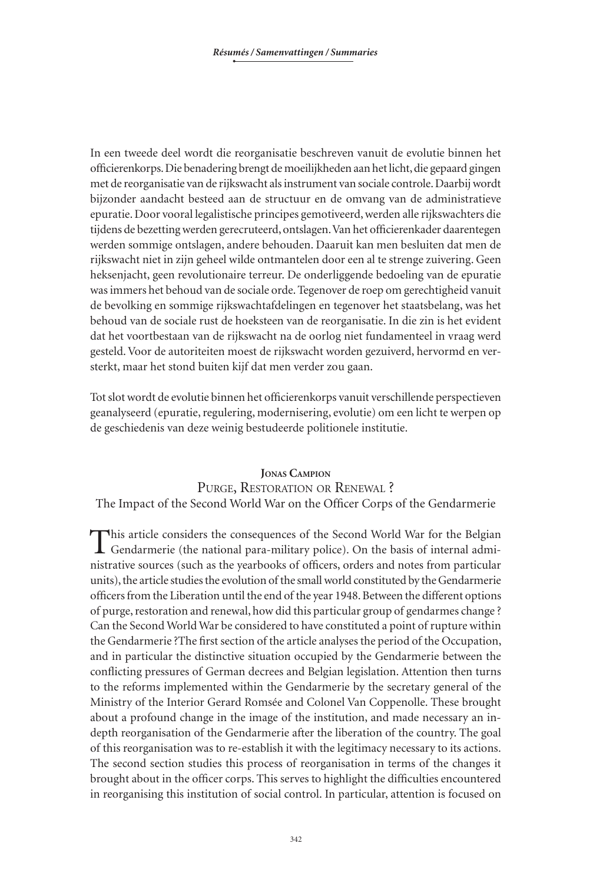In een tweede deel wordt die reorganisatie beschreven vanuit de evolutie binnen het officierenkorps. Die benadering brengt de moeilijkheden aan het licht, die gepaard gingen met de reorganisatie van de rijkswacht als instrument van sociale controle. Daarbij wordt bijzonder aandacht besteed aan de structuur en de omvang van de administratieve epuratie. Door vooral legalistische principes gemotiveerd, werden alle rijkswachters die tijdens de bezetting werden gerecruteerd, ontslagen. Van het officierenkader daarentegen werden sommige ontslagen, andere behouden. Daaruit kan men besluiten dat men de rijkswacht niet in zijn geheel wilde ontmantelen door een al te strenge zuivering. Geen heksenjacht, geen revolutionaire terreur. De onderliggende bedoeling van de epuratie was immers het behoud van de sociale orde. Tegenover de roep om gerechtigheid vanuit de bevolking en sommige rijkswachtafdelingen en tegenover het staatsbelang, was het behoud van de sociale rust de hoeksteen van de reorganisatie. In die zin is het evident dat het voortbestaan van de rijkswacht na de oorlog niet fundamenteel in vraag werd gesteld. Voor de autoriteiten moest de rijkswacht worden gezuiverd, hervormd en versterkt, maar het stond buiten kijf dat men verder zou gaan.

Tot slot wordt de evolutie binnen het officierenkorps vanuit verschillende perspectieven geanalyseerd (epuratie, regulering, modernisering, evolutie) om een licht te werpen op de geschiedenis van deze weinig bestudeerde politionele institutie.

**Jonas Campion**

## Purge, Restoration or Renewal ?

### The Impact of the Second World War on the Officer Corps of the Gendarmerie

This article considers the consequences of the Second World War for the Belgian Gendarmerie (the national para-military police). On the basis of internal administrative sources (such as the yearbooks of officers, orders and notes from particular units), the article studies the evolution of the small world constituted by the Gendarmerie officers from the Liberation until the end of the year 1948. Between the different options of purge, restoration and renewal, how did this particular group of gendarmes change ? Can the Second World War be considered to have constituted a point of rupture within the Gendarmerie ?The first section of the article analyses the period of the Occupation, and in particular the distinctive situation occupied by the Gendarmerie between the conflicting pressures of German decrees and Belgian legislation. Attention then turns to the reforms implemented within the Gendarmerie by the secretary general of the Ministry of the Interior Gerard Romsée and Colonel Van Coppenolle. These brought about a profound change in the image of the institution, and made necessary an in-depth reorganisation of the Gendarmerie after the liberation of the country. The goal of this reorganisation was to re-establish it with the legitimacy necessary to its actions. The second section studies this process of reorganisation in terms of the changes it brought about in the officer corps. This serves to highlight the difficulties encountered in reorganising this institution of social control. In particular, attention is focused on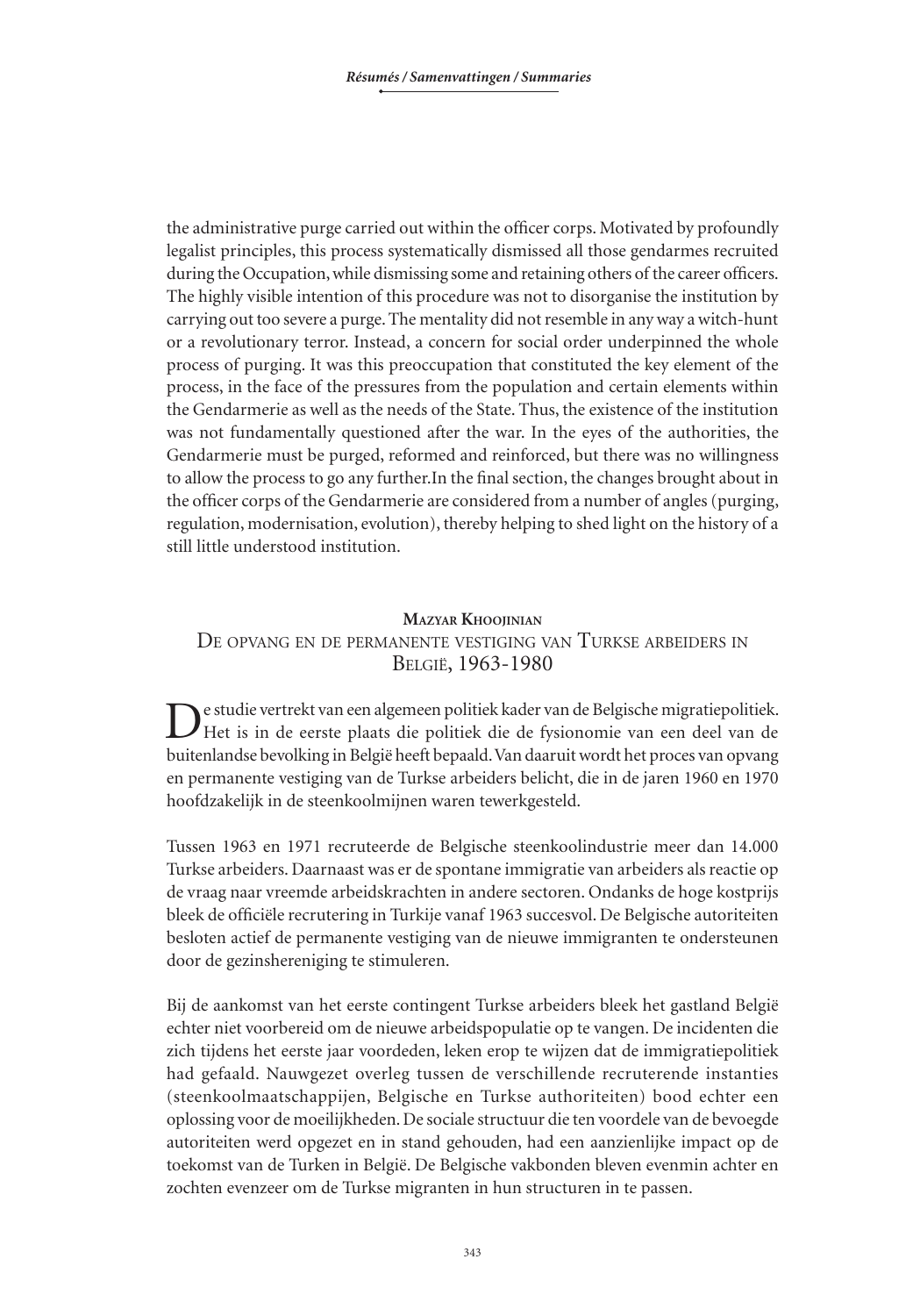the administrative purge carried out within the officer corps. Motivated by profoundly legalist principles, this process systematically dismissed all those gendarmes recruited during the Occupation, while dismissing some and retaining others of the career officers. The highly visible intention of this procedure was not to disorganise the institution by carrying out too severe a purge. The mentality did not resemble in any way a witch-hunt or a revolutionary terror. Instead, a concern for social order underpinned the whole process of purging. It was this preoccupation that constituted the key element of the process, in the face of the pressures from the population and certain elements within the Gendarmerie as well as the needs of the State. Thus, the existence of the institution was not fundamentally questioned after the war. In the eyes of the authorities, the Gendarmerie must be purged, reformed and reinforced, but there was no willingness to allow the process to go any further.In the final section, the changes brought about in the officer corps of the Gendarmerie are considered from a number of angles (purging, regulation, modernisation, evolution), thereby helping to shed light on the history of a still little understood institution.

## Mazyar Khoojinian

## De opvang en de permanente vestiging van Turkse arbeiders in België, 1963-1980

De studie vertrekt van een algemeen politiek kader van de Belgische migratiepolitiek. Het is in de eerste plaats die politiek die de fysionomie van een deel van de buitenlandse bevolking in België heeft bepaald. Van daaruit wordt het proces van opvang en permanente vestiging van de Turkse arbeiders belicht, die in de jaren 1960 en 1970 hoofdzakelijk in de steenkoolmijnen waren tewerkgesteld.

Tussen 1963 en 1971 recruteerde de Belgische steenkoolindustrie meer dan 14.000 Turkse arbeiders. Daarnaast was er de spontane immigratie van arbeiders als reactie op de vraag naar vreemde arbeidskrachten in andere sectoren. Ondanks de hoge kostprijs bleek de officiële recrutering in Turkije vanaf 1963 succesvol. De Belgische autoriteiten besloten actief de permanente vestiging van de nieuwe immigranten te ondersteunen door de gezinshereniging te stimuleren.

Bij de aankomst van het eerste contingent Turkse arbeiders bleek het gastland België echter niet voorbereid om de nieuwe arbeidspopulatie op te vangen. De incidenten die zich tijdens het eerste jaar voordeden, leken erop te wijzen dat de immigratiepolitiek had gefaald. Nauwgezet overleg tussen de verschillende recruterende instanties (steenkoolmaatschappijen, Belgische en Turkse authoriteiten) bood echter een oplossing voor de moeilijkheden. De sociale structuur die ten voordele van de bevoegde autoriteiten werd opgezet en in stand gehouden, had een aanzienlijke impact op de toekomst van de Turken in België. De Belgische vakbonden bleven evenmin achter en zochten evenzeer om de Turkse migranten in hun structuren in te passen.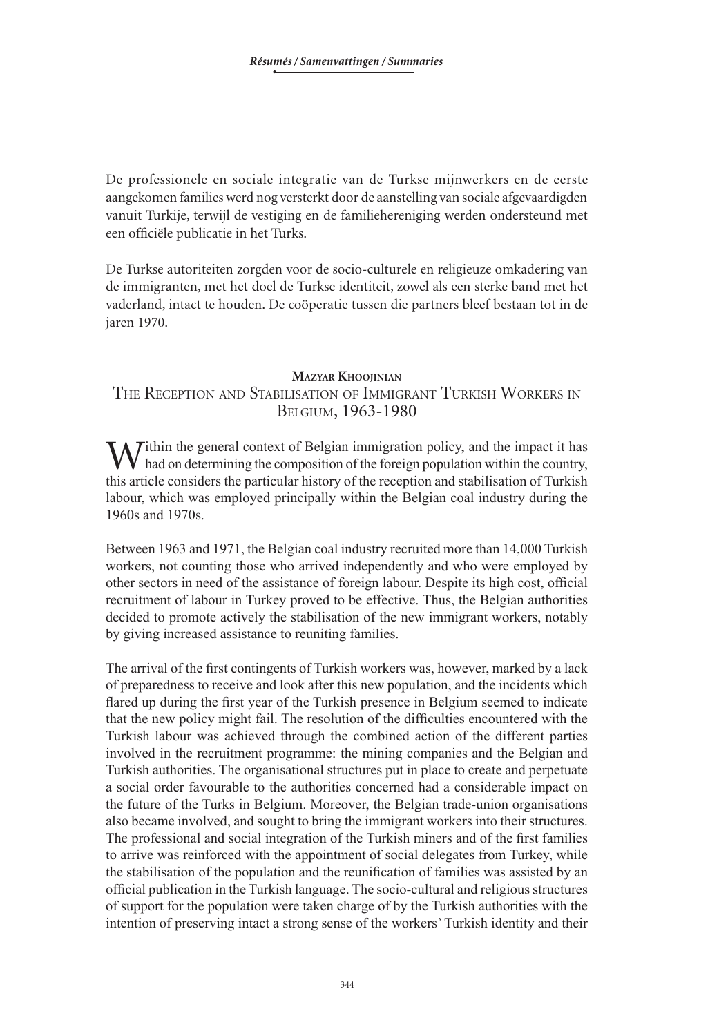De professionele en sociale integratie van de Turkse mijnwerkers en de eerste aangekomen families werd nog versterkt door de aanstelling van sociale afgevaardigden vanuit Turkije, terwijl de vestiging en de familiehereniging werden ondersteund met een officiële publicatie in het Turks.

De Turkse autoriteiten zorgden voor de socio-culturele en religieuze omkadering van de immigranten, met het doel de Turkse identiteit, zowel als een sterke band met het vaderland, intact te houden. De coöperatie tussen die partners bleef bestaan tot in de jaren 1970.

## Mazyar Khoojinian

## The Reception and Stabilisation of Immigrant Turkish Workers in Belgium, 1963-1980

Within the general context of Belgian immigration policy, and the impact it has had on determining the composition of the foreign population within the country, this article considers the particular history of the reception and stabilisation of Turkish labour, which was employed principally within the Belgian coal industry during the 1960s and 1970s.

Between 1963 and 1971, the Belgian coal industry recruited more than 14,000 Turkish workers, not counting those who arrived independently and who were employed by other sectors in need of the assistance of foreign labour. Despite its high cost, official recruitment of labour in Turkey proved to be effective. Thus, the Belgian authorities decided to promote actively the stabilisation of the new immigrant workers, notably by giving increased assistance to reuniting families.

The arrival of the first contingents of Turkish workers was, however, marked by a lack of preparedness to receive and look after this new population, and the incidents which flared up during the first year of the Turkish presence in Belgium seemed to indicate that the new policy might fail. The resolution of the difficulties encountered with the Turkish labour was achieved through the combined action of the different parties involved in the recruitment programme: the mining companies and the Belgian and Turkish authorities. The organisational structures put in place to create and perpetuate a social order favourable to the authorities concerned had a considerable impact on the future of the Turks in Belgium. Moreover, the Belgian trade-union organisations also became involved, and sought to bring the immigrant workers into their structures. The professional and social integration of the Turkish miners and of the first families to arrive was reinforced with the appointment of social delegates from Turkey, while the stabilisation of the population and the reunification of families was assisted by an official publication in the Turkish language. The socio-cultural and religious structures of support for the population were taken charge of by the Turkish authorities with the intention of preserving intact a strong sense of the workers' Turkish identity and their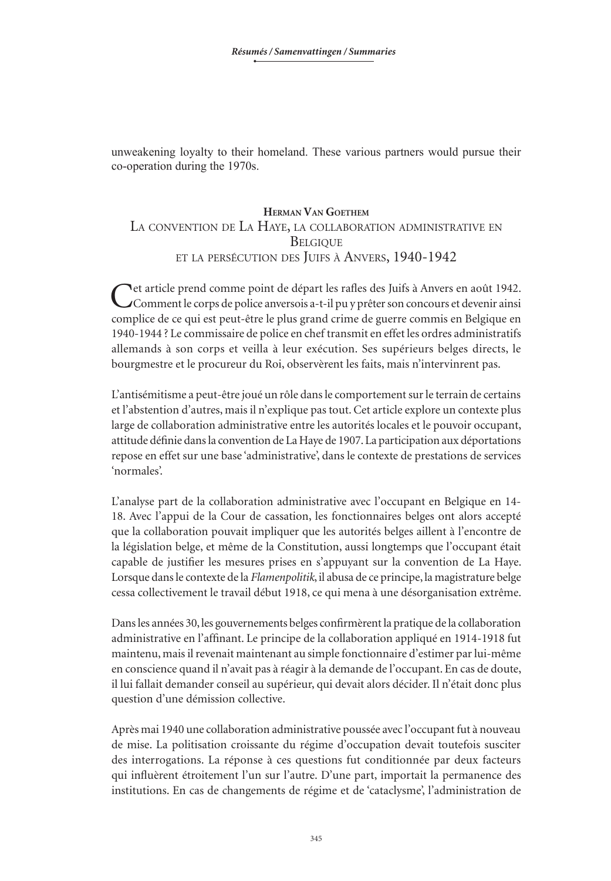unweakening loyalty to their homeland. These various partners would pursue their co-operation during the 1970s.

### Herman Van Goethem

## La convention de La Haye, la collaboration administrative en Belgique et la persécution des Juifs à Anvers, 1940-1942

Cet article prend comme point de départ les rafles des Juifs à Anvers en août 1942. Comment le corps de police anversois a-t-il pu y prêter son concours et devenir ainsi complice de ce qui est peut-être le plus grand crime de guerre commis en Belgique en 1940-1944 ? Le commissaire de police en chef transmit en effet les ordres administratifs allemands à son corps et veilla à leur exécution. Ses supérieurs belges directs, le bourgmestre et le procureur du Roi, observèrent les faits, mais n'intervinrent pas.

L'antisémitisme a peut-être joué un rôle dans le comportement sur le terrain de certains et l'abstention d'autres, mais il n'explique pas tout. Cet article explore un contexte plus large de collaboration administrative entre les autorités locales et le pouvoir occupant, attitude définie dans la convention de La Haye de 1907. La participation aux déportations repose en effet sur une base 'administrative', dans le contexte de prestations de services 'normales'.

L'analyse part de la collaboration administrative avec l'occupant en Belgique en 14-18. Avec l'appui de la Cour de cassation, les fonctionnaires belges ont alors accepté que la collaboration pouvait impliquer que les autorités belges aillent à l'encontre de la législation belge, et même de la Constitution, aussi longtemps que l'occupant était capable de justifier les mesures prises en s'appuyant sur la convention de La Haye. Lorsque dans le contexte de la *Flamenpolitik*, il abusa de ce principe, la magistrature belge cessa collectivement le travail début 1918, ce qui mena à une désorganisation extrême.

Dans les années 30, les gouvernements belges confirmèrent la pratique de la collaboration administrative en l'affinant. Le principe de la collaboration appliqué en 1914-1918 fut maintenu, mais il revenait maintenant au simple fonctionnaire d'estimer par lui-même en conscience quand il n'avait pas à réagir à la demande de l'occupant. En cas de doute, il lui fallait demander conseil au supérieur, qui devait alors décider. Il n'était donc plus question d'une démission collective.

Après mai 1940 une collaboration administrative poussée avec l'occupant fut à nouveau de mise. La politisation croissante du régime d'occupation devait toutefois susciter des interrogations. La réponse à ces questions fut conditionnée par deux facteurs qui influèrent étroitement l'un sur l'autre. D'une part, importait la permanence des institutions. En cas de changements de régime et de 'cataclysme', l'administration de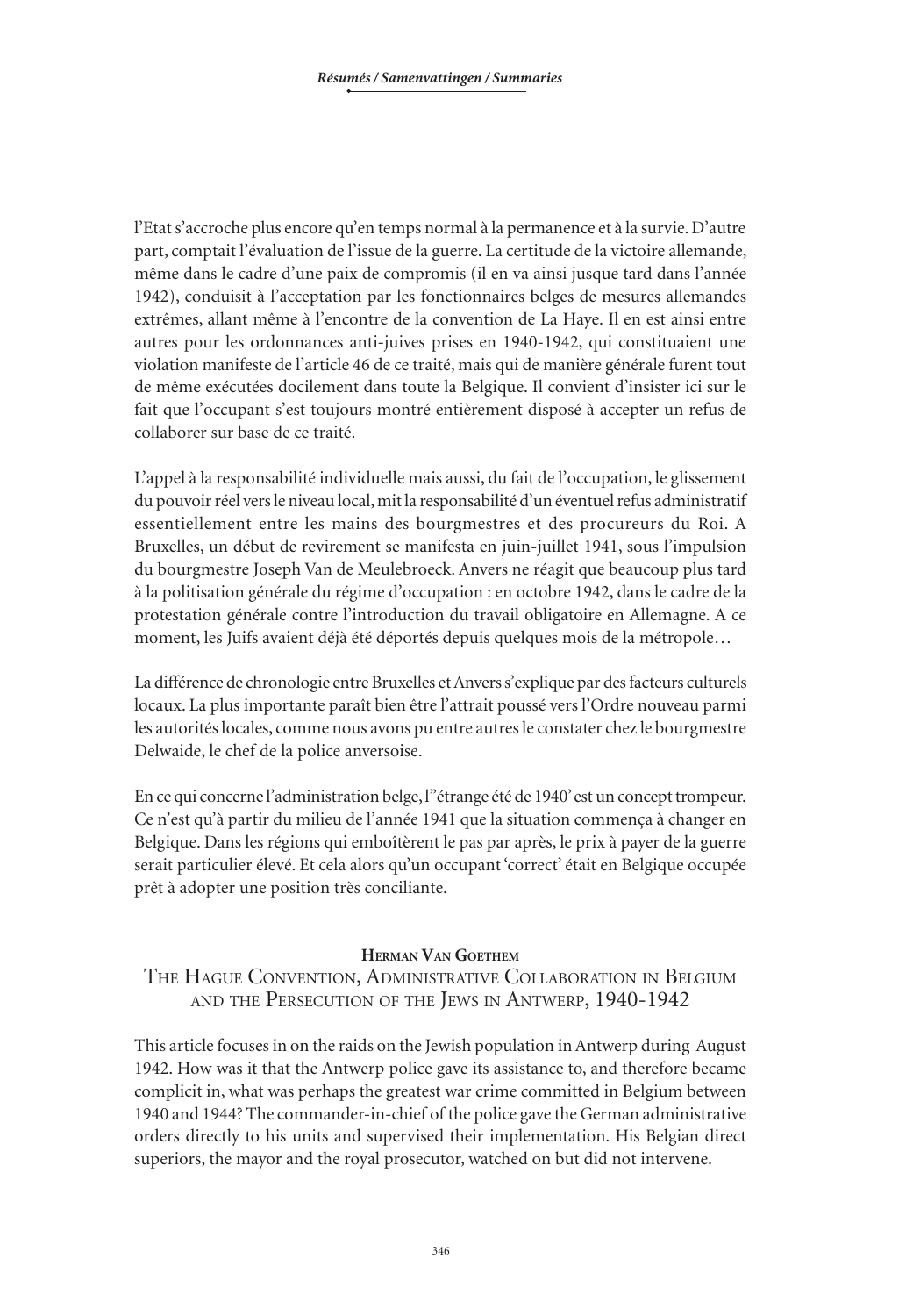l'Etat s'accroche plus encore qu'en temps normal à la permanence et à la survie. D'autre part, comptait l'évaluation de l'issue de la guerre. La certitude de la victoire allemande, même dans le cadre d'une paix de compromis (il en va ainsi jusque tard dans l'année 1942), conduisit à l'acceptation par les fonctionnaires belges de mesures allemandes extrêmes, allant même à l'encontre de la convention de La Haye. Il en est ainsi entre autres pour les ordonnances anti-juives prises en 1940-1942, qui constituaient une violation manifeste de l'article 46 de ce traité, mais qui de manière générale furent tout de même exécutées docilement dans toute la Belgique. Il convient d'insister ici sur le fait que l'occupant s'est toujours montré entièrement disposé à accepter un refus de collaborer sur base de ce traité.

L'appel à la responsabilité individuelle mais aussi, du fait de l'occupation, le glissement du pouvoir réel vers le niveau local, mit la responsabilité d'un éventuel refus administratif essentiellement entre les mains des bourgmestres et des procureurs du Roi. A Bruxelles, un début de revirement se manifesta en juin-juillet 1941, sous l'impulsion du bourgmestre Joseph Van de Meulebroeck. Anvers ne réagit que beaucoup plus tard à la politisation générale du régime d'occupation : en octobre 1942, dans le cadre de la protestation générale contre l'introduction du travail obligatoire en Allemagne. A ce moment, les Juifs avaient déjà été déportés depuis quelques mois de la métropole…

La différence de chronologie entre Bruxelles et Anvers s'explique par des facteurs culturels locaux. La plus importante paraît bien être l'attrait poussé vers l'Ordre nouveau parmi les autorités locales, comme nous avons pu entre autres le constater chez le bourgmestre Delwaide, le chef de la police anversoise.

En ce qui concerne l'administration belge, l''étrange été de 1940' est un concept trompeur. Ce n'est qu'à partir du milieu de l'année 1941 que la situation commença à changer en Belgique. Dans les régions qui emboîtèrent le pas par après, le prix à payer de la guerre serait particulier élevé. Et cela alors qu'un occupant 'correct' était en Belgique occupée prêt à adopter une position très conciliante.

**Herman Van Goethem**

## The Hague Convention, Administrative Collaboration in Belgium and the Persecution of the Jews in Antwerp, 1940-1942

This article focuses in on the raids on the Jewish population in Antwerp during August 1942. How was it that the Antwerp police gave its assistance to, and therefore became complicit in, what was perhaps the greatest war crime committed in Belgium between 1940 and 1944? The commander-in-chief of the police gave the German administrative orders directly to his units and supervised their implementation. His Belgian direct superiors, the mayor and the royal prosecutor, watched on but did not intervene.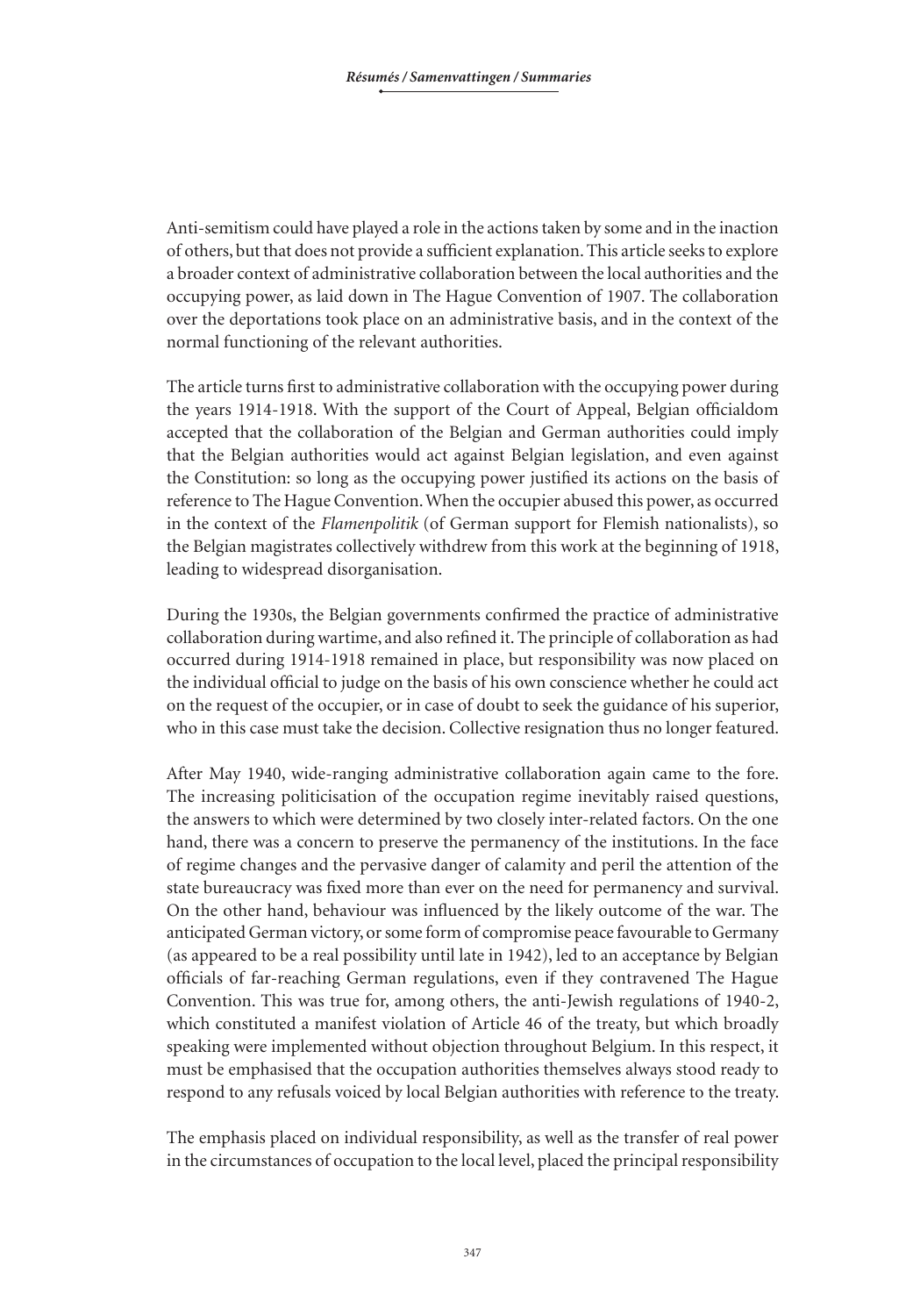Anti-semitism could have played a role in the actions taken by some and in the inaction of others, but that does not provide a sufficient explanation. This article seeks to explore a broader context of administrative collaboration between the local authorities and the occupying power, as laid down in The Hague Convention of 1907. The collaboration over the deportations took place on an administrative basis, and in the context of the normal functioning of the relevant authorities.

The article turns first to administrative collaboration with the occupying power during the years 1914-1918. With the support of the Court of Appeal, Belgian officialdom accepted that the collaboration of the Belgian and German authorities could imply that the Belgian authorities would act against Belgian legislation, and even against the Constitution: so long as the occupying power justified its actions on the basis of reference to The Hague Convention. When the occupier abused this power, as occurred in the context of the *Flamenpolitik* (of German support for Flemish nationalists), so the Belgian magistrates collectively withdrew from this work at the beginning of 1918, leading to widespread disorganisation.

During the 1930s, the Belgian governments confirmed the practice of administrative collaboration during wartime, and also refined it. The principle of collaboration as had occurred during 1914-1918 remained in place, but responsibility was now placed on the individual official to judge on the basis of his own conscience whether he could act on the request of the occupier, or in case of doubt to seek the guidance of his superior, who in this case must take the decision. Collective resignation thus no longer featured.

After May 1940, wide-ranging administrative collaboration again came to the fore. The increasing politicisation of the occupation regime inevitably raised questions, the answers to which were determined by two closely inter-related factors. On the one hand, there was a concern to preserve the permanency of the institutions. In the face of regime changes and the pervasive danger of calamity and peril the attention of the state bureaucracy was fixed more than ever on the need for permanency and survival. On the other hand, behaviour was influenced by the likely outcome of the war. The anticipated German victory, or some form of compromise peace favourable to Germany (as appeared to be a real possibility until late in 1942), led to an acceptance by Belgian officials of far-reaching German regulations, even if they contravened The Hague Convention. This was true for, among others, the anti-Jewish regulations of 1940-2, which constituted a manifest violation of Article 46 of the treaty, but which broadly speaking were implemented without objection throughout Belgium. In this respect, it must be emphasised that the occupation authorities themselves always stood ready to respond to any refusals voiced by local Belgian authorities with reference to the treaty.

The emphasis placed on individual responsibility, as well as the transfer of real power in the circumstances of occupation to the local level, placed the principal responsibility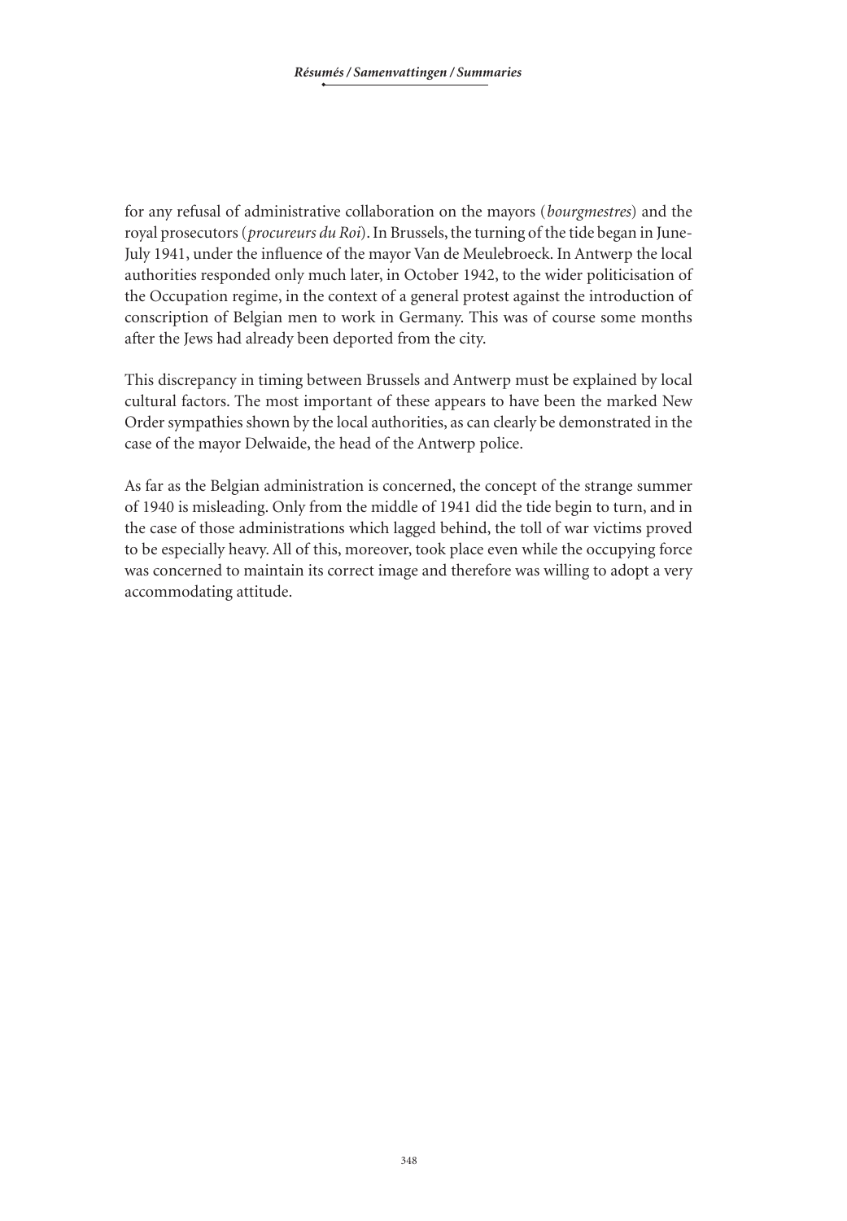for any refusal of administrative collaboration on the mayors (*bourgmestres*) and the royal prosecutors (*procureurs du Roi*). In Brussels, the turning of the tide began in June-July 1941, under the influence of the mayor Van de Meulebroeck. In Antwerp the local authorities responded only much later, in October 1942, to the wider politicisation of the Occupation regime, in the context of a general protest against the introduction of conscription of Belgian men to work in Germany. This was of course some months after the Jews had already been deported from the city.

This discrepancy in timing between Brussels and Antwerp must be explained by local cultural factors. The most important of these appears to have been the marked New Order sympathies shown by the local authorities, as can clearly be demonstrated in the case of the mayor Delwaide, the head of the Antwerp police.

As far as the Belgian administration is concerned, the concept of the strange summer of 1940 is misleading. Only from the middle of 1941 did the tide begin to turn, and in the case of those administrations which lagged behind, the toll of war victims proved to be especially heavy. All of this, moreover, took place even while the occupying force was concerned to maintain its correct image and therefore was willing to adopt a very accommodating attitude.